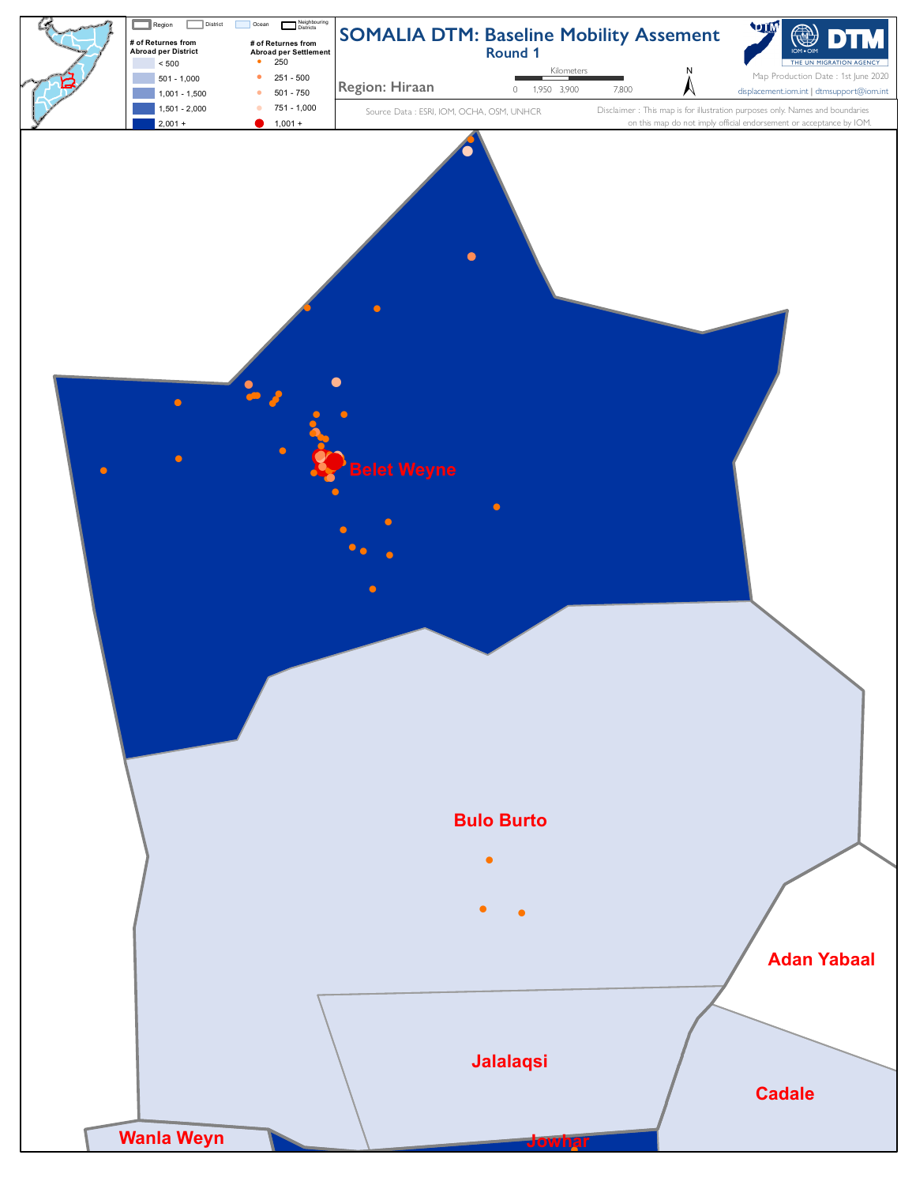# SOMALIA DTM: Baseline Mobility Assement

## Round 1

**Region: Hiraan**

Legend: Region | District | Ocean | Neighbouring Districts

**# of Returnes from Abroad per District**

- < 500
- 501 - 1,000
- 1,001 - 1,500
- 1,501 - 2,000
- 2,001 +

**# of Returnes from Abroad per Settlement**

- 250
- 251 - 500
- 501 - 750
- 751 - 1,000
- 1,001 +

Kilometers: 0, 1,950, 3,900, 7,800

N

Map Production Date : 1st June 2020

displacement.iom.int | dtmsupport@iom.int

Source Data : ESRI, IOM, OCHA, OSM, UNHCR

Disclaimer : This map is for illustration purposes only. Names and boundaries on this map do not imply official endorsement or acceptance by IOM.

DTM — IOM • OIM — THE UN MIGRATION AGENCY

Belet Weyne

Bulo Burto

Adan Yabaal

Jalalaqsi

Cadale

Wanla Weyn

Jowhar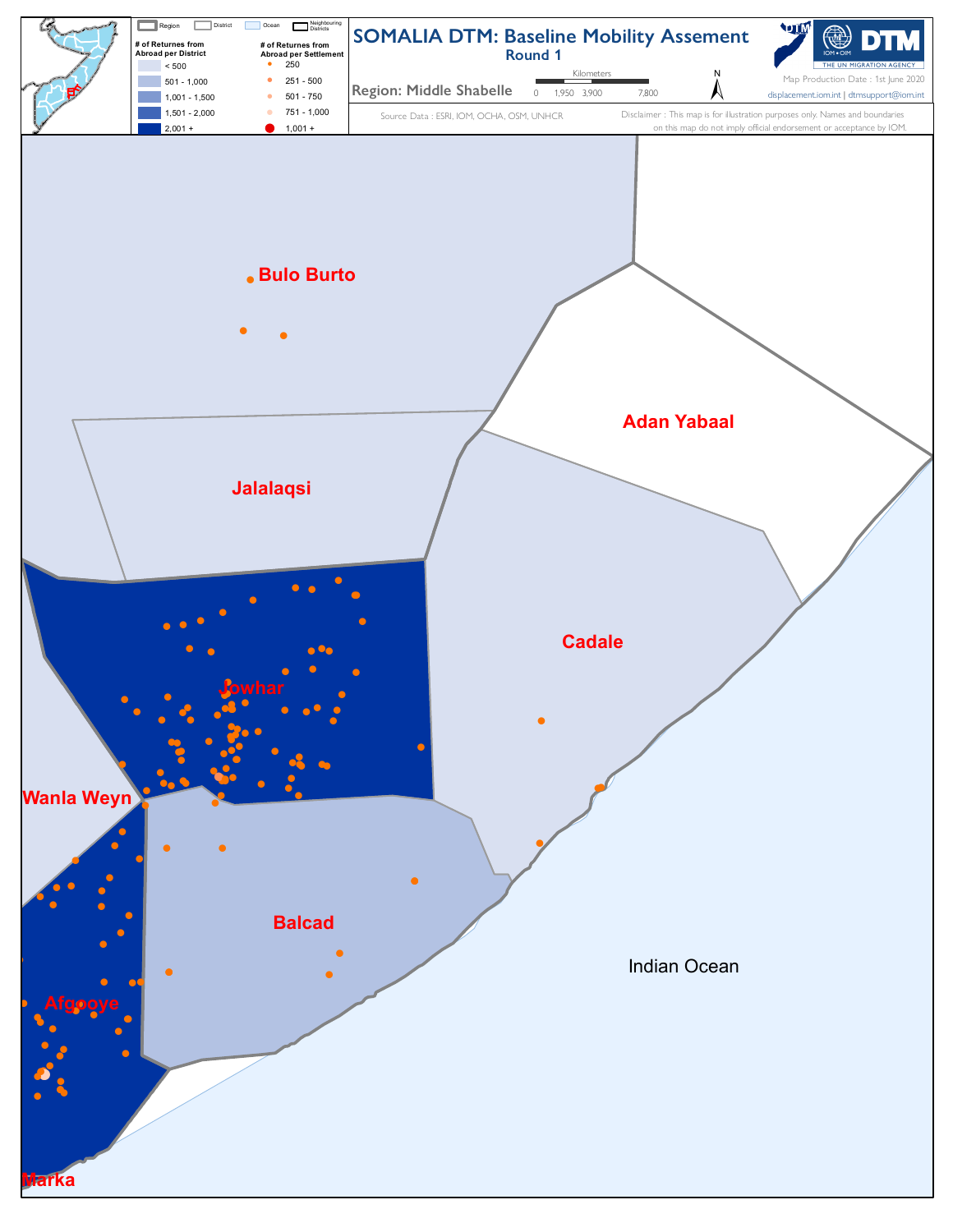# SOMALIA DTM: Baseline Mobility Assement

## Round 1

**Region: Middle Shabelle**

Map Production Date : 1st June 2020

displacement.iom.int | dtmsupport@iom.int

Source Data : ESRI, IOM, OCHA, OSM, UNHCR

Disclaimer : This map is for illustration purposes only. Names and boundaries on this map do not imply official endorsement or acceptance by IOM.

Kilometers: 0, 1,950, 3,900, 7,800

N

Legend: Region | District | Ocean | Neighbouring Districts

| # of Returnes from Abroad per District | # of Returnes from Abroad per Settlement |
|---|---|
| < 500 | 250 |
| 501 - 1,000 | 251 - 500 |
| 1,001 - 1,500 | 501 - 750 |
| 1,501 - 2,000 | 751 - 1,000 |
| 2,001 + | 1,001 + |

Bulo Burto

Adan Yabaal

Jalalaqsi

Cadale

Jowhar

Wanla Weyn

Balcad

Indian Ocean

Afgooye

Marka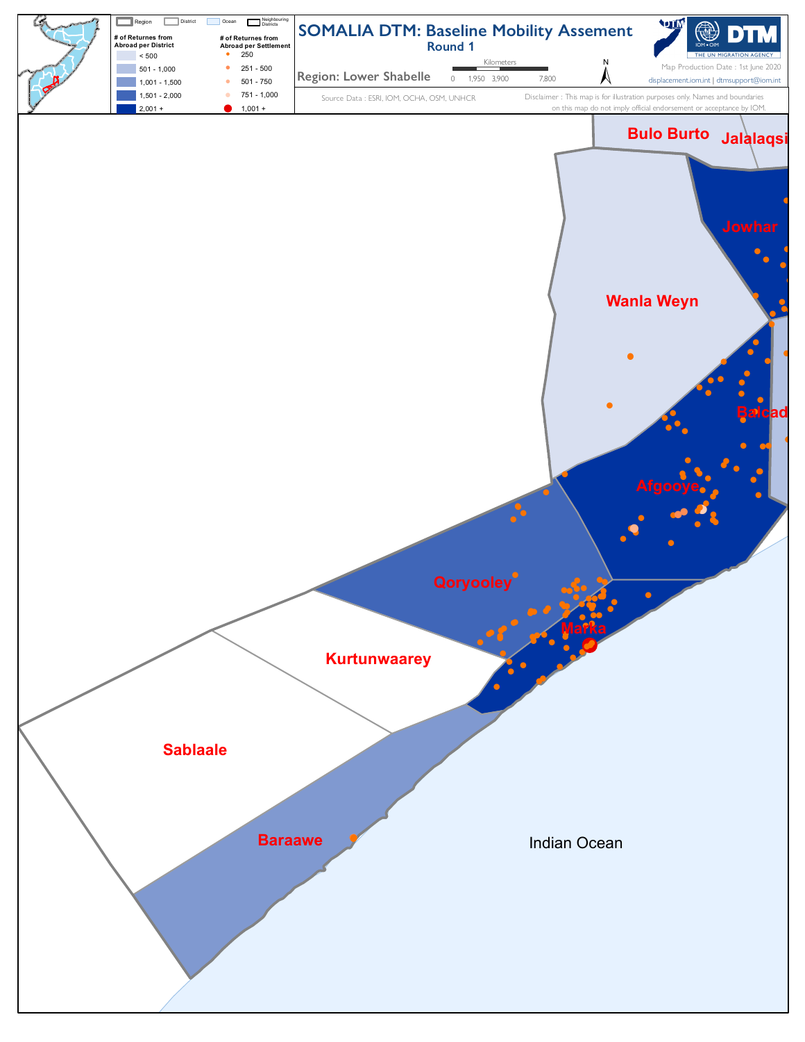# SOMALIA DTM: Baseline Mobility Assesment

Round 1

Region: Lower Shabelle

Region | District | Ocean | Neighbouring Districts

**# of Returnes from Abroad per District**

- < 500
- 501 - 1,000
- 1,001 - 1,500
- 1,501 - 2,000
- 2,001 +

**# of Returnes from Abroad per Settlement**

- 250
- 251 - 500
- 501 - 750
- 751 - 1,000
- 1,001 +

Kilometers

0 1,950 3,900 7,800

N

Map Production Date : 1st June 2020

displacement.iom.int | dtmsupport@iom.int

Source Data : ESRI, IOM, OCHA, OSM, UNHCR

Disclaimer : This map is for illustration purposes only. Names and boundaries on this map do not imply official endorsement or acceptance by IOM.

DTM IOM • OIM THE UN MIGRATION AGENCY

Bulo Burto

Jalalaqsi

Jowhar

Wanla Weyn

Balcad

Afgooye

Qoryooley

Marka

Kurtunwaarey

Sablaale

Baraawe

Indian Ocean